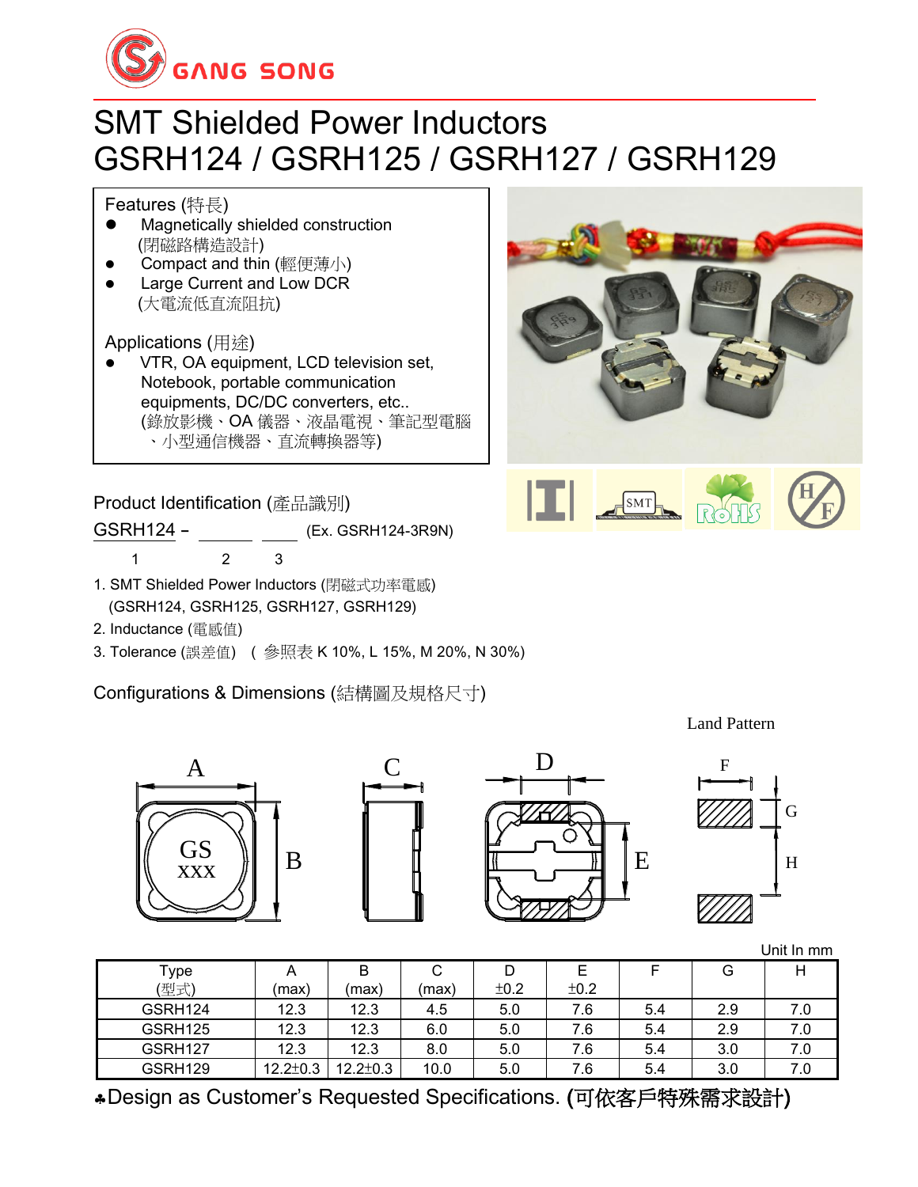GANG SONG

# SMT Shielded Power Inductors
# GSRH124 / GSRH125 / GSRH127 / GSRH129

Features (特長)

- Magnetically shielded construction
  (閉磁路構造設計)
- Compact and thin (輕便薄小)
- Large Current and Low DCR
  (大電流低直流阻抗)

Applications (用途)

- VTR, OA equipment, LCD television set, Notebook, portable communication equipments, DC/DC converters, etc..
  (錄放影機、OA 儀器、液晶電視、筆記型電腦、小型通信機器、直流轉換器等)

## Product Identification (產品識別)

GSRH124 – ______ ____ (Ex. GSRH124-3R9N)

1　　　2　　3

1. SMT Shielded Power Inductors (閉磁式功率電感)
   (GSRH124, GSRH125, GSRH127, GSRH129)
2. Inductance (電感值)
3. Tolerance (誤差值) ( 參照表 K 10%, L 15%, M 20%, N 30%)

## Configurations & Dimensions (結構圖及規格尺寸)

Land Pattern

Unit In mm

| Type (型式) | A (max) | B (max) | C (max) | D ±0.2 | E ±0.2 | F | G | H |
|---|---|---|---|---|---|---|---|---|
| GSRH124 | 12.3 | 12.3 | 4.5 | 5.0 | 7.6 | 5.4 | 2.9 | 7.0 |
| GSRH125 | 12.3 | 12.3 | 6.0 | 5.0 | 7.6 | 5.4 | 2.9 | 7.0 |
| GSRH127 | 12.3 | 12.3 | 8.0 | 5.0 | 7.6 | 5.4 | 3.0 | 7.0 |
| GSRH129 | 12.2±0.3 | 12.2±0.3 | 10.0 | 5.0 | 7.6 | 5.4 | 3.0 | 7.0 |

♣Design as Customer's Requested Specifications. (可依客戶特殊需求設計)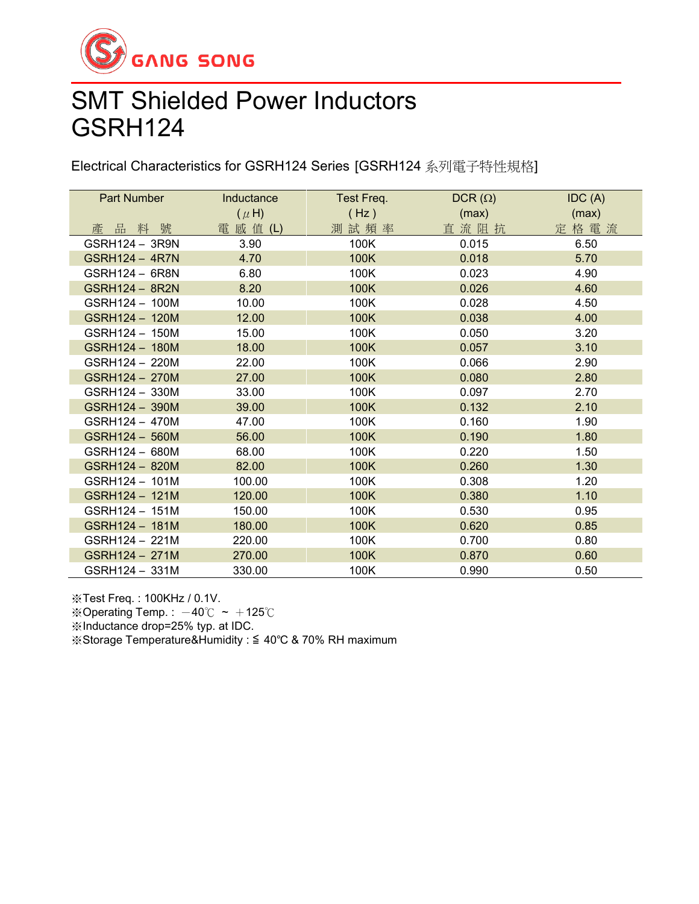GANG SONG

# SMT Shielded Power Inductors
# GSRH124

Electrical Characteristics for GSRH124 Series [GSRH124 系列電子特性規格]

| Part Number 產 品 料 號 | Inductance (μH) 電 感 值 (L) | Test Freq. ( Hz ) 測 試 頻 率 | DCR (Ω) (max) 直 流 阻 抗 | IDC (A) (max) 定 格 電 流 |
|---|---|---|---|---|
| GSRH124－ 3R9N | 3.90 | 100K | 0.015 | 6.50 |
| GSRH124－ 4R7N | 4.70 | 100K | 0.018 | 5.70 |
| GSRH124－ 6R8N | 6.80 | 100K | 0.023 | 4.90 |
| GSRH124－ 8R2N | 8.20 | 100K | 0.026 | 4.60 |
| GSRH124－ 100M | 10.00 | 100K | 0.028 | 4.50 |
| GSRH124－ 120M | 12.00 | 100K | 0.038 | 4.00 |
| GSRH124－ 150M | 15.00 | 100K | 0.050 | 3.20 |
| GSRH124－ 180M | 18.00 | 100K | 0.057 | 3.10 |
| GSRH124－ 220M | 22.00 | 100K | 0.066 | 2.90 |
| GSRH124－ 270M | 27.00 | 100K | 0.080 | 2.80 |
| GSRH124－ 330M | 33.00 | 100K | 0.097 | 2.70 |
| GSRH124－ 390M | 39.00 | 100K | 0.132 | 2.10 |
| GSRH124－ 470M | 47.00 | 100K | 0.160 | 1.90 |
| GSRH124－ 560M | 56.00 | 100K | 0.190 | 1.80 |
| GSRH124－ 680M | 68.00 | 100K | 0.220 | 1.50 |
| GSRH124－ 820M | 82.00 | 100K | 0.260 | 1.30 |
| GSRH124－ 101M | 100.00 | 100K | 0.308 | 1.20 |
| GSRH124－ 121M | 120.00 | 100K | 0.380 | 1.10 |
| GSRH124－ 151M | 150.00 | 100K | 0.530 | 0.95 |
| GSRH124－ 181M | 180.00 | 100K | 0.620 | 0.85 |
| GSRH124－ 221M | 220.00 | 100K | 0.700 | 0.80 |
| GSRH124－ 271M | 270.00 | 100K | 0.870 | 0.60 |
| GSRH124－ 331M | 330.00 | 100K | 0.990 | 0.50 |

※Test Freq. : 100KHz / 0.1V.
※Operating Temp. : －40℃ ~ ＋125℃
※Inductance drop=25% typ. at IDC.
※Storage Temperature&Humidity : ≦ 40℃ & 70% RH maximum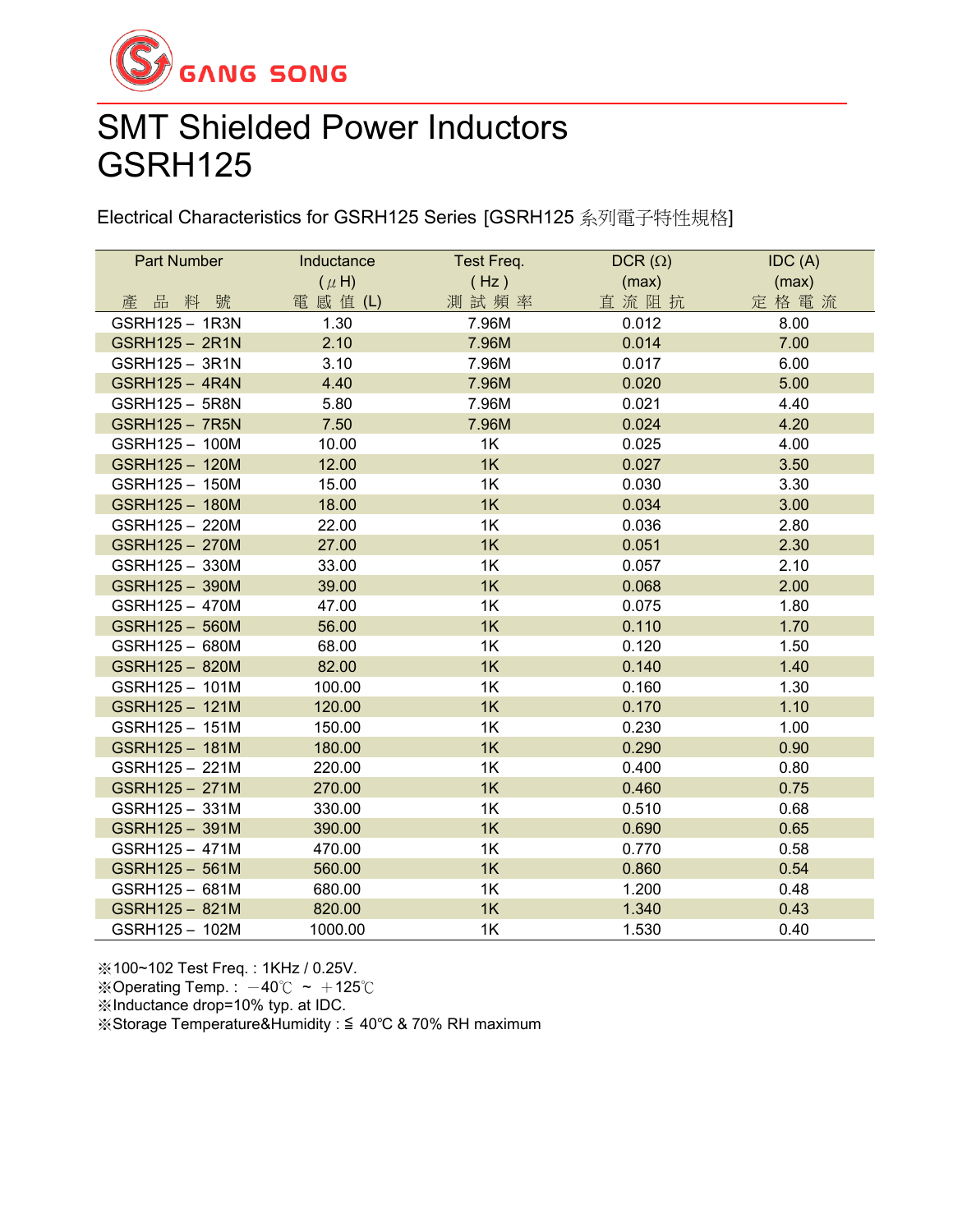GANG SONG

# SMT Shielded Power Inductors
# GSRH125

Electrical Characteristics for GSRH125 Series [GSRH125 系列電子特性規格]

| Part Number 產 品 料 號 | Inductance (μH) 電 感 值 (L) | Test Freq. (Hz) 測 試 頻 率 | DCR (Ω) (max) 直 流 阻 抗 | IDC (A) (max) 定 格 電 流 |
|---|---|---|---|---|
| GSRH125－1R3N | 1.30 | 7.96M | 0.012 | 8.00 |
| GSRH125－2R1N | 2.10 | 7.96M | 0.014 | 7.00 |
| GSRH125－3R1N | 3.10 | 7.96M | 0.017 | 6.00 |
| GSRH125－4R4N | 4.40 | 7.96M | 0.020 | 5.00 |
| GSRH125－5R8N | 5.80 | 7.96M | 0.021 | 4.40 |
| GSRH125－7R5N | 7.50 | 7.96M | 0.024 | 4.20 |
| GSRH125－100M | 10.00 | 1K | 0.025 | 4.00 |
| GSRH125－120M | 12.00 | 1K | 0.027 | 3.50 |
| GSRH125－150M | 15.00 | 1K | 0.030 | 3.30 |
| GSRH125－180M | 18.00 | 1K | 0.034 | 3.00 |
| GSRH125－220M | 22.00 | 1K | 0.036 | 2.80 |
| GSRH125－270M | 27.00 | 1K | 0.051 | 2.30 |
| GSRH125－330M | 33.00 | 1K | 0.057 | 2.10 |
| GSRH125－390M | 39.00 | 1K | 0.068 | 2.00 |
| GSRH125－470M | 47.00 | 1K | 0.075 | 1.80 |
| GSRH125－560M | 56.00 | 1K | 0.110 | 1.70 |
| GSRH125－680M | 68.00 | 1K | 0.120 | 1.50 |
| GSRH125－820M | 82.00 | 1K | 0.140 | 1.40 |
| GSRH125－101M | 100.00 | 1K | 0.160 | 1.30 |
| GSRH125－121M | 120.00 | 1K | 0.170 | 1.10 |
| GSRH125－151M | 150.00 | 1K | 0.230 | 1.00 |
| GSRH125－181M | 180.00 | 1K | 0.290 | 0.90 |
| GSRH125－221M | 220.00 | 1K | 0.400 | 0.80 |
| GSRH125－271M | 270.00 | 1K | 0.460 | 0.75 |
| GSRH125－331M | 330.00 | 1K | 0.510 | 0.68 |
| GSRH125－391M | 390.00 | 1K | 0.690 | 0.65 |
| GSRH125－471M | 470.00 | 1K | 0.770 | 0.58 |
| GSRH125－561M | 560.00 | 1K | 0.860 | 0.54 |
| GSRH125－681M | 680.00 | 1K | 1.200 | 0.48 |
| GSRH125－821M | 820.00 | 1K | 1.340 | 0.43 |
| GSRH125－102M | 1000.00 | 1K | 1.530 | 0.40 |

※100~102 Test Freq. : 1KHz / 0.25V.
※Operating Temp. : －40℃ ~ ＋125℃
※Inductance drop=10% typ. at IDC.
※Storage Temperature&Humidity : ≦ 40℃ & 70% RH maximum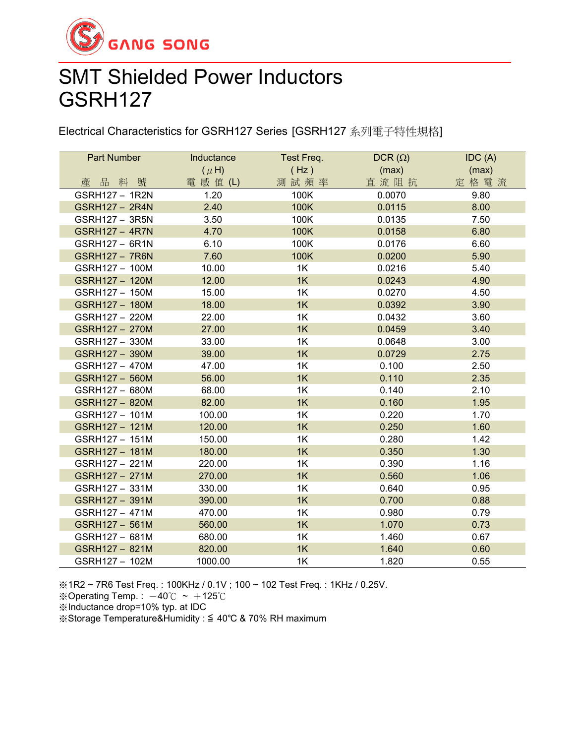GANG SONG

# SMT Shielded Power Inductors
# GSRH127

Electrical Characteristics for GSRH127 Series [GSRH127 系列電子特性規格]

| Part Number<br>產 品 料 號 | Inductance<br>( μH)<br>電 感 值 (L) | Test Freq.<br>( Hz )<br>測 試 頻 率 | DCR (Ω)<br>(max)<br>直 流 阻 抗 | IDC (A)<br>(max)<br>定 格 電 流 |
|---|---|---|---|---|
| GSRH127 – 1R2N | 1.20 | 100K | 0.0070 | 9.80 |
| GSRH127 – 2R4N | 2.40 | 100K | 0.0115 | 8.00 |
| GSRH127 – 3R5N | 3.50 | 100K | 0.0135 | 7.50 |
| GSRH127 – 4R7N | 4.70 | 100K | 0.0158 | 6.80 |
| GSRH127 – 6R1N | 6.10 | 100K | 0.0176 | 6.60 |
| GSRH127 – 7R6N | 7.60 | 100K | 0.0200 | 5.90 |
| GSRH127 – 100M | 10.00 | 1K | 0.0216 | 5.40 |
| GSRH127 – 120M | 12.00 | 1K | 0.0243 | 4.90 |
| GSRH127 – 150M | 15.00 | 1K | 0.0270 | 4.50 |
| GSRH127 – 180M | 18.00 | 1K | 0.0392 | 3.90 |
| GSRH127 – 220M | 22.00 | 1K | 0.0432 | 3.60 |
| GSRH127 – 270M | 27.00 | 1K | 0.0459 | 3.40 |
| GSRH127 – 330M | 33.00 | 1K | 0.0648 | 3.00 |
| GSRH127 – 390M | 39.00 | 1K | 0.0729 | 2.75 |
| GSRH127 – 470M | 47.00 | 1K | 0.100 | 2.50 |
| GSRH127 – 560M | 56.00 | 1K | 0.110 | 2.35 |
| GSRH127 – 680M | 68.00 | 1K | 0.140 | 2.10 |
| GSRH127 – 820M | 82.00 | 1K | 0.160 | 1.95 |
| GSRH127 – 101M | 100.00 | 1K | 0.220 | 1.70 |
| GSRH127 – 121M | 120.00 | 1K | 0.250 | 1.60 |
| GSRH127 – 151M | 150.00 | 1K | 0.280 | 1.42 |
| GSRH127 – 181M | 180.00 | 1K | 0.350 | 1.30 |
| GSRH127 – 221M | 220.00 | 1K | 0.390 | 1.16 |
| GSRH127 – 271M | 270.00 | 1K | 0.560 | 1.06 |
| GSRH127 – 331M | 330.00 | 1K | 0.640 | 0.95 |
| GSRH127 – 391M | 390.00 | 1K | 0.700 | 0.88 |
| GSRH127 – 471M | 470.00 | 1K | 0.980 | 0.79 |
| GSRH127 – 561M | 560.00 | 1K | 1.070 | 0.73 |
| GSRH127 – 681M | 680.00 | 1K | 1.460 | 0.67 |
| GSRH127 – 821M | 820.00 | 1K | 1.640 | 0.60 |
| GSRH127 – 102M | 1000.00 | 1K | 1.820 | 0.55 |

※1R2 ~ 7R6 Test Freq. : 100KHz / 0.1V ; 100 ~ 102 Test Freq. : 1KHz / 0.25V.
※Operating Temp. : －40℃ ~ ＋125℃
※Inductance drop=10% typ. at IDC
※Storage Temperature&Humidity : ≦ 40℃ & 70% RH maximum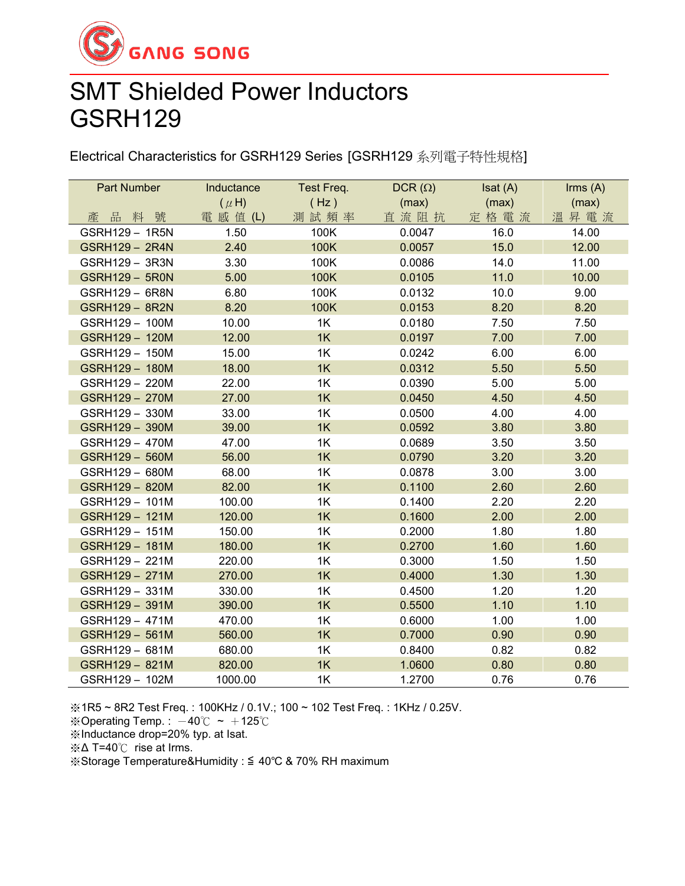GANG SONG

# SMT Shielded Power Inductors
# GSRH129

Electrical Characteristics for GSRH129 Series [GSRH129 系列電子特性規格]

| Part Number<br>產 品 料 號 | Inductance<br>( $\mu$ H)<br>電 感 值 (L) | Test Freq.<br>( Hz )<br>測 試 頻 率 | DCR (Ω)<br>(max)<br>直 流 阻 抗 | Isat (A)<br>(max)<br>定 格 電 流 | Irms (A)<br>(max)<br>溫 昇 電 流 |
|---|---|---|---|---|---|
| GSRH129－1R5N | 1.50 | 100K | 0.0047 | 16.0 | 14.00 |
| GSRH129－2R4N | 2.40 | 100K | 0.0057 | 15.0 | 12.00 |
| GSRH129－3R3N | 3.30 | 100K | 0.0086 | 14.0 | 11.00 |
| GSRH129－5R0N | 5.00 | 100K | 0.0105 | 11.0 | 10.00 |
| GSRH129－6R8N | 6.80 | 100K | 0.0132 | 10.0 | 9.00 |
| GSRH129－8R2N | 8.20 | 100K | 0.0153 | 8.20 | 8.20 |
| GSRH129－100M | 10.00 | 1K | 0.0180 | 7.50 | 7.50 |
| GSRH129－120M | 12.00 | 1K | 0.0197 | 7.00 | 7.00 |
| GSRH129－150M | 15.00 | 1K | 0.0242 | 6.00 | 6.00 |
| GSRH129－180M | 18.00 | 1K | 0.0312 | 5.50 | 5.50 |
| GSRH129－220M | 22.00 | 1K | 0.0390 | 5.00 | 5.00 |
| GSRH129－270M | 27.00 | 1K | 0.0450 | 4.50 | 4.50 |
| GSRH129－330M | 33.00 | 1K | 0.0500 | 4.00 | 4.00 |
| GSRH129－390M | 39.00 | 1K | 0.0592 | 3.80 | 3.80 |
| GSRH129－470M | 47.00 | 1K | 0.0689 | 3.50 | 3.50 |
| GSRH129－560M | 56.00 | 1K | 0.0790 | 3.20 | 3.20 |
| GSRH129－680M | 68.00 | 1K | 0.0878 | 3.00 | 3.00 |
| GSRH129－820M | 82.00 | 1K | 0.1100 | 2.60 | 2.60 |
| GSRH129－101M | 100.00 | 1K | 0.1400 | 2.20 | 2.20 |
| GSRH129－121M | 120.00 | 1K | 0.1600 | 2.00 | 2.00 |
| GSRH129－151M | 150.00 | 1K | 0.2000 | 1.80 | 1.80 |
| GSRH129－181M | 180.00 | 1K | 0.2700 | 1.60 | 1.60 |
| GSRH129－221M | 220.00 | 1K | 0.3000 | 1.50 | 1.50 |
| GSRH129－271M | 270.00 | 1K | 0.4000 | 1.30 | 1.30 |
| GSRH129－331M | 330.00 | 1K | 0.4500 | 1.20 | 1.20 |
| GSRH129－391M | 390.00 | 1K | 0.5500 | 1.10 | 1.10 |
| GSRH129－471M | 470.00 | 1K | 0.6000 | 1.00 | 1.00 |
| GSRH129－561M | 560.00 | 1K | 0.7000 | 0.90 | 0.90 |
| GSRH129－681M | 680.00 | 1K | 0.8400 | 0.82 | 0.82 |
| GSRH129－821M | 820.00 | 1K | 1.0600 | 0.80 | 0.80 |
| GSRH129－102M | 1000.00 | 1K | 1.2700 | 0.76 | 0.76 |

※1R5 ~ 8R2 Test Freq. : 100KHz / 0.1V.; 100 ~ 102 Test Freq. : 1KHz / 0.25V.
※Operating Temp. : －40℃ ~ ＋125℃
※Inductance drop=20% typ. at Isat.
※Δ T=40℃ rise at Irms.
※Storage Temperature&Humidity : ≦ 40℃ & 70% RH maximum